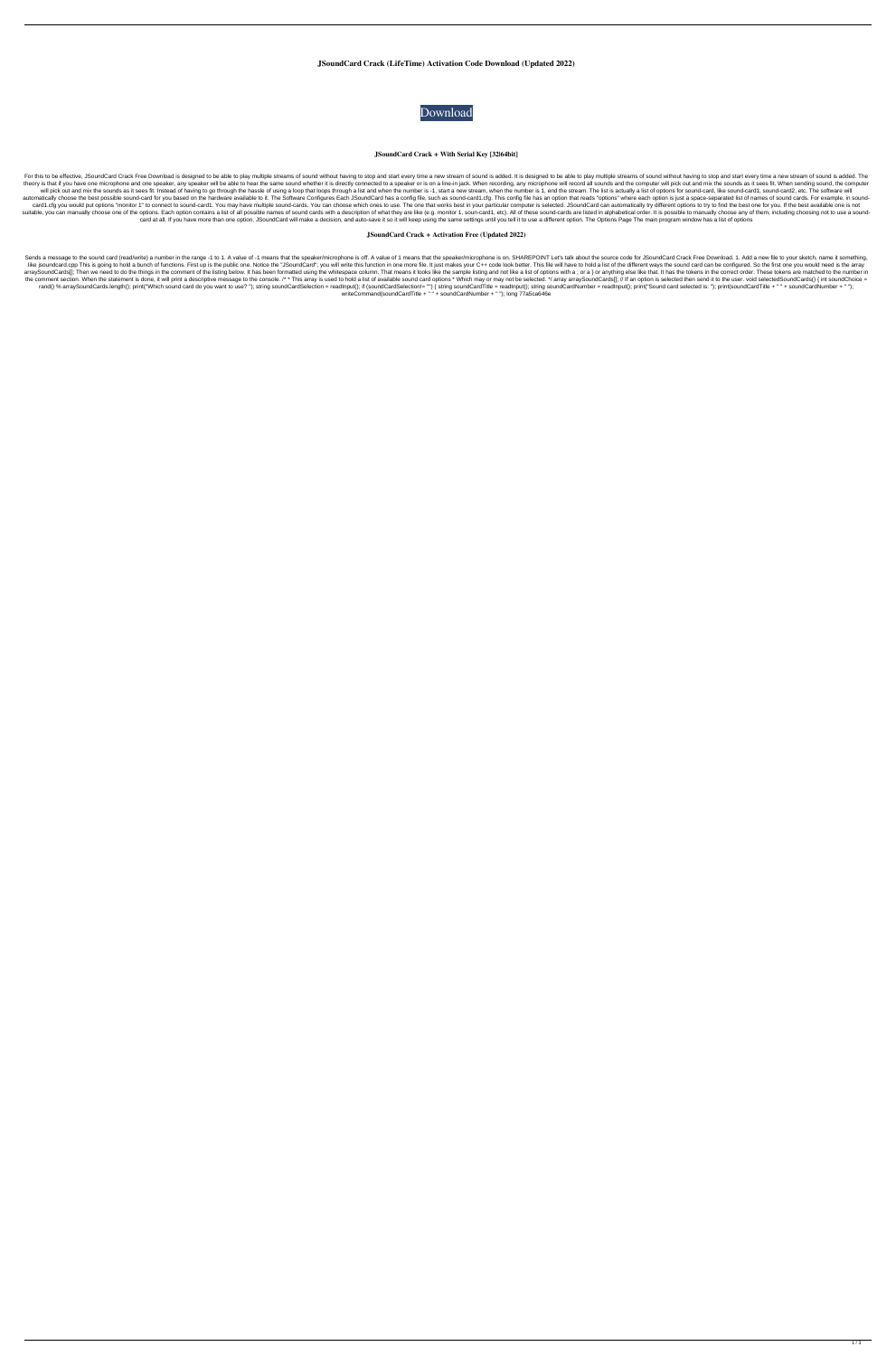# JSoundCard Crack (LifeTime) Activation Code Download (Updated 2022)

Download

## JSoundCard Crack + With Serial Key [32|64bit]

For this to be effective, JSoundCard Crack Free Download is designed to be able to play multiple streams of sound without having to stop and start every time a new stream of sound is added. It is designed to be able to play multiple streams of sound without having to stop and start every time a new stream of sound is added. The theory is that if you have one microphone and one speaker, any speaker will be able to hear the same sound whether it is directly connected to a speaker or is on a line-in jack. When recording, any microphone will record all sounds and the computer will pick out and mix the sounds as it sees fit. When sending sound, the computer will pick out and mix the sounds as it sees fit. Instead of having to go through the hassle of using a loop that loops through a list and when the number is -1, start a new stream, when the number is 1, end the stream. The list is actually a list of options for sound-card, like sound-card1, sound-card2, etc. The software will automatically choose the best possible sound-card for you based on the hardware available to it. The Software Configures Each JSoundCard has a config file, such as sound-card1.cfg. This config file has an option that reads "options" where each option is just a space-separated list of names of sound cards. For example, in sound-card1.cfg you would put options "monitor 1" to connect to sound-card1. You may have multiple sound-cards. You can choose which ones to use. The one that works best in your particular computer is selected. JSoundCard can automatically try different options to try to find the best one for you. If the best available one is not suitable, you can manually choose one of the options. Each option contains a list of all possible names of sound cards with a description of what they are like (e.g. monitor 1, soun-card1, etc). All of these sound-cards are listed in alphabetical order. It is possible to manually choose any of them, including choosing not to use a sound-card at all. If you have more than one option, JSoundCard will make a decision, and auto-save it so it will keep using the same settings until you tell it to use a different option. The Options Page The main program window has a list of options

## JSoundCard Crack + Activation Free (Updated 2022)

Sends a message to the sound card (read/write) a number in the range -1 to 1. A value of -1 means that the speaker/microphone is off. A value of 1 means that the speaker/microphone is on. SHAREPOINT Let's talk about the source code for JSoundCard Crack Free Download. 1. Add a new file to your sketch, name it something, like jsoundcard.cpp This is going to hold a bunch of functions. First up is the public one. Notice the "JSoundCard"; you will write this function in one more file. It just makes your C++ code look better. This file will have to hold a list of the different ways the sound card can be configured. So the first one you would need is the array arraySoundCards[]; Then we need to do the things in the comment of the listing below. It has been formatted using the whitespace column. That means it looks like the sample listing and not like a list of options with a ; or a } or anything else like that. It has the tokens in the correct order. These tokens are matched to the number in the comment section. When the statement is done, it will print a descriptive message to the console. /* * This array is used to hold a list of available sound card options * Which may or may not be selected. */ array arraySoundCards[]; // If an option is selected then send it to the user. void selectedSoundCards() { int soundChoice = rand() % arraySoundCards.length(); print("Which sound card do you want to use? "); string soundCardSelection = readInput(); if (soundCardSelection!= "") { string soundCardTitle = readInput(); string soundCardNumber = readInput(); print("Sound card selected is: "); print(soundCardTitle + " " + soundCardNumber + " "); writeCommand(soundCardTitle + " " + soundCardNumber + " "); long 77a5ca646e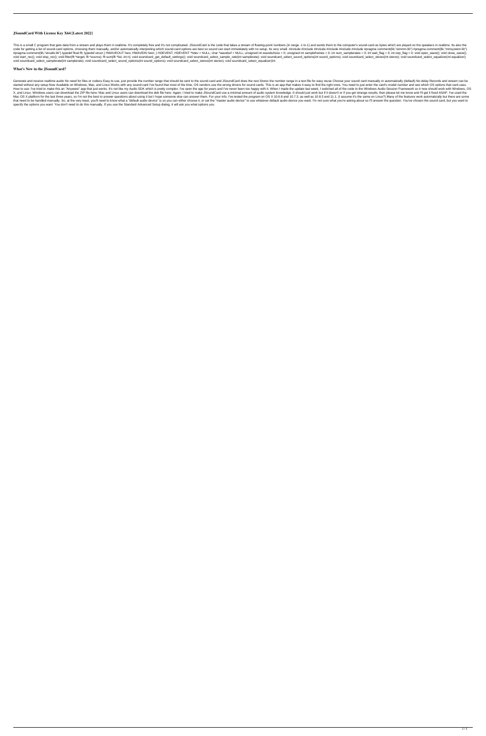# JSoundCard With License Key X64 [Latest 2022]

This is a small C program that gets data from a stream and plays them in realtime. It's completely free and it's not complicated. JSoundCard is the code that takes a stream of floating-point numbers (in range -1 to 1) and sends them to the computer's sound-card as bytes which are played on the speakers in realtime. Its also the code for getting a list of sound-card options, choosing them manually, and/or automatically interpreting which sound-card options are best so sound can start immediately with no setup. Its very small. #include #include #include #include #include #include #pragma comment(lib,"winmm.lib") #pragma comment(lib,"mmsystem.lib") #pragma comment(lib,"strsafe.lib") typedef float flt; typedef struct { HWAVEOUT hwo; HWAVEIN hwin; } HDEVENT; HDEVENT *hdev = NULL; char *wavebuf = NULL; unsigned int wavebufsize = 0; unsigned int sampleframes = 0; int num_samplerates = 0; int wait_flag = 0; int oop_flag = 0; void open_wave(); void close_wave(); void start_rec(); void stop_rec(); void filter(flt *target, flt *source); flt sum(flt *list, int n); void soundcard_get_default_settings(); void soundcard_select_sample_rate(int samplerate); void soundcard_select_sound_options(int sound_options); void soundcard_select_stereo(int stereo); void soundcard_select_equalizer(int equalizer); void soundcard_select_samplerate(int samplerate); void soundcard_select_sound_options(int sound_options); void soundcard_select_stereo(int stereo); void soundcard_select_equalizer(int

## What's New in the JSoundCard?

Generate and receive realtime audio No need for files or codecs Easy to use, just provide the number range that should be sent to the sound-card and JSoundCard does the rest Stores the number range in a text file for easy reuse Choose your sound card manually or automatically (default) No delay Records and stream can be started without any setup Now Available on Windows, Mac, and Linux Works with any sound-card I've found that most of the time, OS vendors use the wrong drivers for sound cards. This is an app that makes it easy to find the right ones. You need to just enter the card's model number and see which OS options that card uses. How to use: I've tried to make this an "Anyware" app that just works. It's not like my Audio SDK which is pretty complex. I've seen the app for years and I've never been too happy with it. When I made the update last week, I switched all of the code to the Windows Audio Session Framework so it now should work with Windows, OS X, and Linux. Windows users can download the ZIP file here: Mac and Linux users can download the deb file here: Again, I tried to make JSoundCard use a minimal amount of audio system knowledge. It should just work but if it doesn't or if you get strange results, then please let me know and I'll get it fixed ASAP. I've used the Mac OS X platform for the last three years, so I'm not the best to answer questions about using it but I hope someone else can answer them. For your info, I've tested the program on OS X 10.6.8 and 10.7.3, as well as 10.8.3 and 11.1. (I assume it's the same on Linux?) Many of the features work automatically but there are some that need to be handled manually. So, at the very least, you'll need to know what a "default audio device" is so you can either choose it, or set the "master audio device" to use whatever default audio device you want. I'm not sure what you're asking about so I'll answer the question. You've chosen the sound card, but you want to specify the options you want. You don't need to do this manually. If you use the Standard Advanced Setup dialog, it will ask you what options you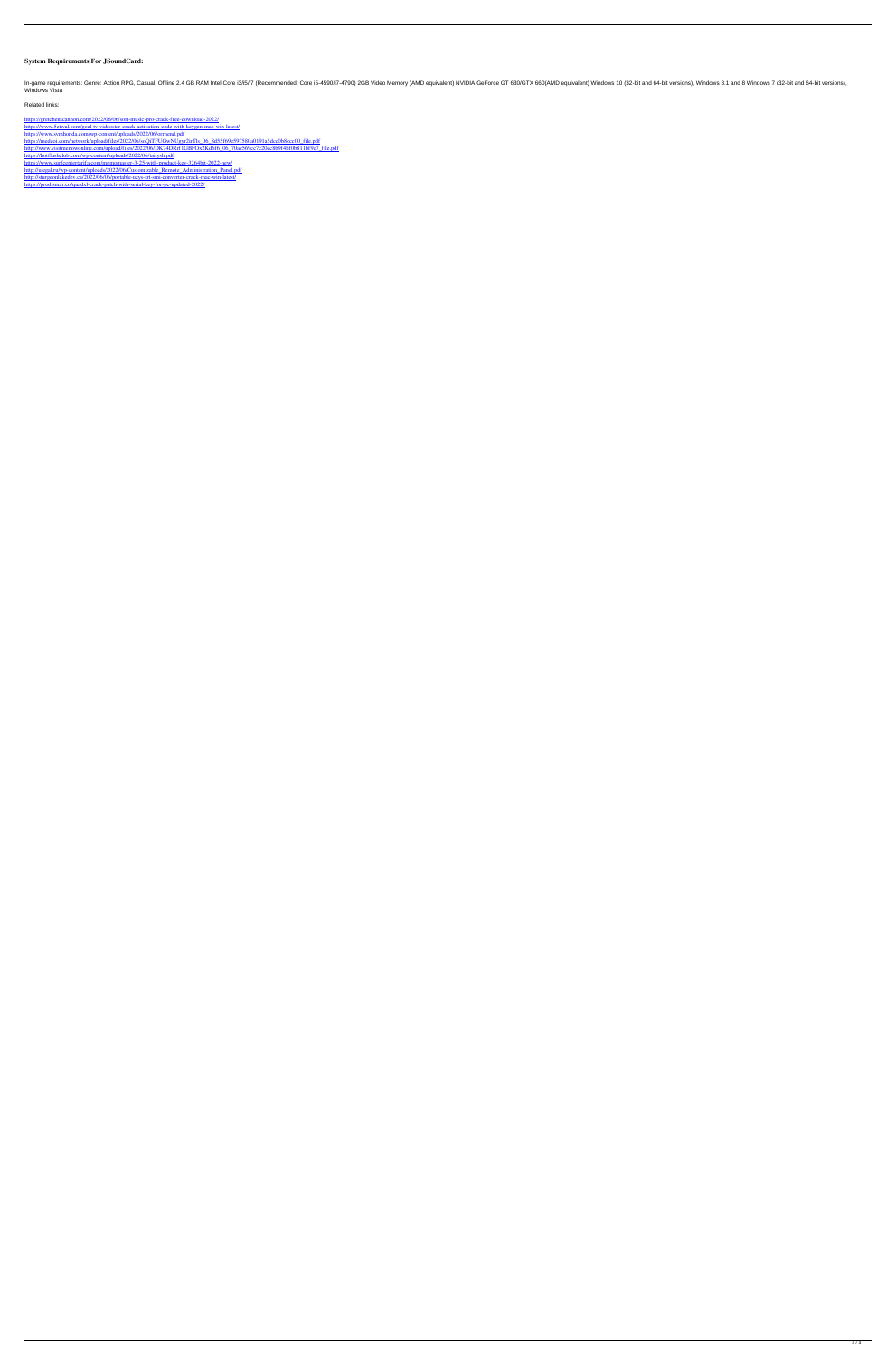### System Requirements For JSoundCard:

In-game requirements: Genre: Action RPG, Casual, Offline 2.4 GB RAM Intel Core i3/i5/i7 (Recommended: Core i5-4590/i7-4790) 2GB Video Memory (AMD equivalent) NVIDIA GeForce GT 630/GTX 660(AMD equivalent) Windows 10 (32-bit and 64-bit versions), Windows 8.1 and 8 Windows 7 (32-bit and 64-bit versions), Windows Vista

Related links:

https://gretchenscannon.com/2022/06/06/sort-music-pro-crack-free-download-2022/
https://www.5etwal.com/goal-tv-videostar-crack-activation-code-with-keygen-mac-win-latest/
https://www.svmhonda.com/wp-content/uploads/2022/06/orthend.pdf
https://medcoi.com/network/upload/files/2022/06/uoQjTFUDeNUpyr2irTJx_06_8d5f69e597580a0191a5dce0b8ccc00_file.pdf
http://www.cistmemowonline.com/upload/files/2022/06/DK74DRrF1G8FOs2Kdti6_06_70ae569ce7c20ae8b9f4bf0b811b69e7_file.pdf
https://butfiadchcub.com/wp-content/uploads/2022/06/tatiysh.pdf
https://www.surfcentertarifa.com/memomaster-1-25-with-product-key-3264bit-2022-new/
http://alegal.ee/wp-content/uploads/2022/06/Customizable_Remote_Administration_Panel.pdf
http://sturgeonlakedev.ca/2022/06/06/portable-tasys-srt-smi-converter-crack-mac-win-latest/
https://prodismar.co/quadx1-crack-patch-with-serial-key-for-pc-updated-2022/